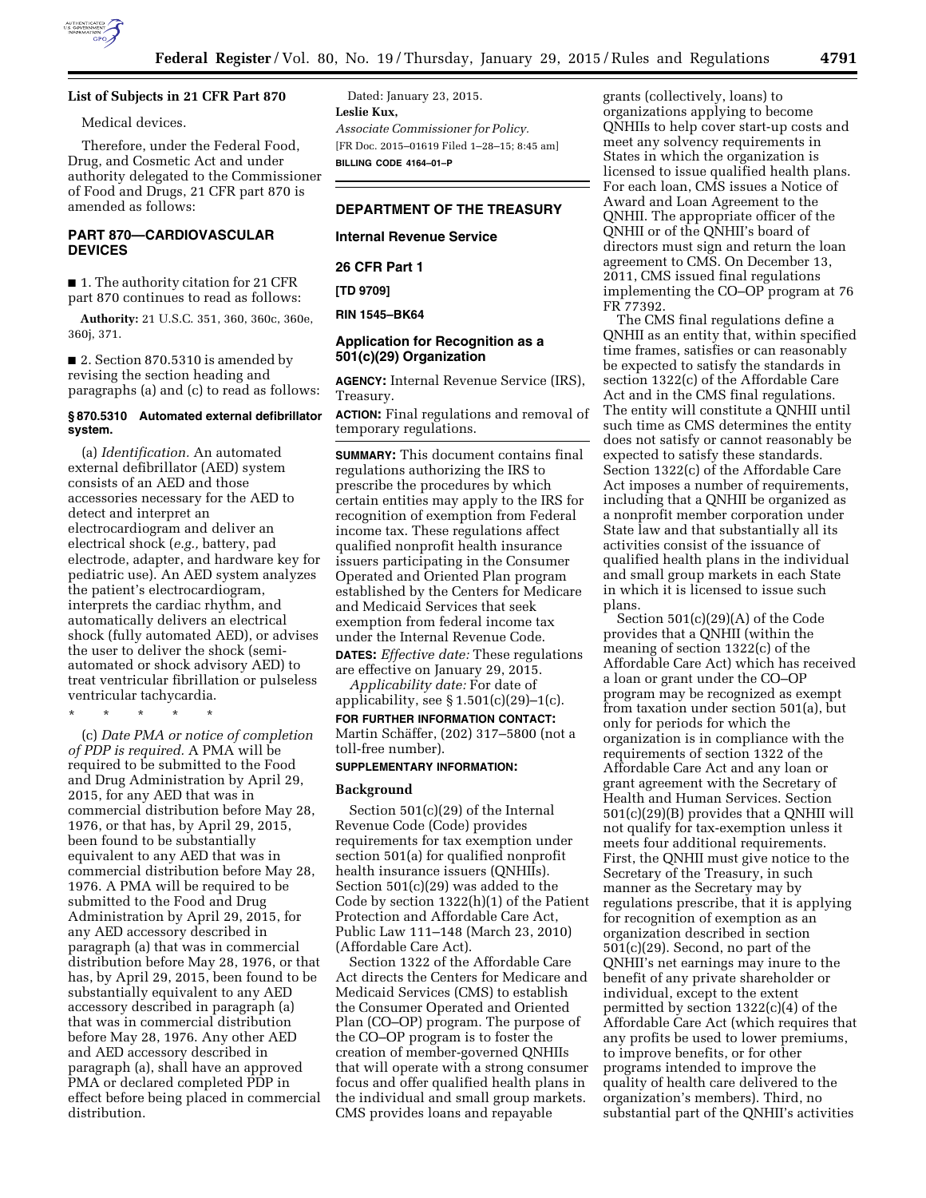### List of Subjects in 21 CFR Part 870

Medical devices.

Therefore, under the Federal Food, Drug, and Cosmetic Act and under authority delegated to the Commissioner of Food and Drugs, 21 CFR part 870 is amended as follows:

## PART 870—CARDIOVASCULAR DEVICES

■ 1. The authority citation for 21 CFR part 870 continues to read as follows:

**Authority:** 21 U.S.C. 351, 360, 360c, 360e, 360j, 371.

■ 2. Section 870.5310 is amended by revising the section heading and paragraphs (a) and (c) to read as follows:

### § 870.5310 Automated external defibrillator system.

(a) *Identification.* An automated external defibrillator (AED) system consists of an AED and those accessories necessary for the AED to detect and interpret an electrocardiogram and deliver an electrical shock (*e.g.,* battery, pad electrode, adapter, and hardware key for pediatric use). An AED system analyzes the patient's electrocardiogram, interprets the cardiac rhythm, and automatically delivers an electrical shock (fully automated AED), or advises the user to deliver the shock (semi-automated or shock advisory AED) to treat ventricular fibrillation or pulseless ventricular tachycardia.

\* \* \* \* \*

(c) *Date PMA or notice of completion of PDP is required.* A PMA will be required to be submitted to the Food and Drug Administration by April 29, 2015, for any AED that was in commercial distribution before May 28, 1976, or that has, by April 29, 2015, been found to be substantially equivalent to any AED that was in commercial distribution before May 28, 1976. A PMA will be required to be submitted to the Food and Drug Administration by April 29, 2015, for any AED accessory described in paragraph (a) that was in commercial distribution before May 28, 1976, or that has, by April 29, 2015, been found to be substantially equivalent to any AED accessory described in paragraph (a) that was in commercial distribution before May 28, 1976. Any other AED and AED accessory described in paragraph (a), shall have an approved PMA or declared completed PDP in effect before being placed in commercial distribution.

Dated: January 23, 2015.

**Leslie Kux,**

*Associate Commissioner for Policy.*

[FR Doc. 2015–01619 Filed 1–28–15; 8:45 am]

**BILLING CODE 4164–01–P**

## DEPARTMENT OF THE TREASURY

### Internal Revenue Service

### 26 CFR Part 1

**[TD 9709]**

**RIN 1545–BK64**

## Application for Recognition as a 501(c)(29) Organization

**AGENCY:** Internal Revenue Service (IRS), Treasury.

**ACTION:** Final regulations and removal of temporary regulations.

**SUMMARY:** This document contains final regulations authorizing the IRS to prescribe the procedures by which certain entities may apply to the IRS for recognition of exemption from Federal income tax. These regulations affect qualified nonprofit health insurance issuers participating in the Consumer Operated and Oriented Plan program established by the Centers for Medicare and Medicaid Services that seek exemption from federal income tax under the Internal Revenue Code.

**DATES:** *Effective date:* These regulations are effective on January 29, 2015.

*Applicability date:* For date of applicability, see § 1.501(c)(29)–1(c).

**FOR FURTHER INFORMATION CONTACT:** Martin Schäffer, (202) 317–5800 (not a toll-free number).

**SUPPLEMENTARY INFORMATION:**

### Background

Section 501(c)(29) of the Internal Revenue Code (Code) provides requirements for tax exemption under section 501(a) for qualified nonprofit health insurance issuers (QNHIIs). Section 501(c)(29) was added to the Code by section 1322(h)(1) of the Patient Protection and Affordable Care Act, Public Law 111–148 (March 23, 2010) (Affordable Care Act).

Section 1322 of the Affordable Care Act directs the Centers for Medicare and Medicaid Services (CMS) to establish the Consumer Operated and Oriented Plan (CO–OP) program. The purpose of the CO–OP program is to foster the creation of member-governed QNHIIs that will operate with a strong consumer focus and offer qualified health plans in the individual and small group markets. CMS provides loans and repayable grants (collectively, loans) to organizations applying to become QNHIIs to help cover start-up costs and meet any solvency requirements in States in which the organization is licensed to issue qualified health plans. For each loan, CMS issues a Notice of Award and Loan Agreement to the QNHII. The appropriate officer of the QNHII or of the QNHII's board of directors must sign and return the loan agreement to CMS. On December 13, 2011, CMS issued final regulations implementing the CO–OP program at 76 FR 77392.

The CMS final regulations define a QNHII as an entity that, within specified time frames, satisfies or can reasonably be expected to satisfy the standards in section 1322(c) of the Affordable Care Act and in the CMS final regulations. The entity will constitute a QNHII until such time as CMS determines the entity does not satisfy or cannot reasonably be expected to satisfy these standards. Section 1322(c) of the Affordable Care Act imposes a number of requirements, including that a QNHII be organized as a nonprofit member corporation under State law and that substantially all its activities consist of the issuance of qualified health plans in the individual and small group markets in each State in which it is licensed to issue such plans.

Section 501(c)(29)(A) of the Code provides that a QNHII (within the meaning of section 1322(c) of the Affordable Care Act) which has received a loan or grant under the CO–OP program may be recognized as exempt from taxation under section 501(a), but only for periods for which the organization is in compliance with the requirements of section 1322 of the Affordable Care Act and any loan or grant agreement with the Secretary of Health and Human Services. Section 501(c)(29)(B) provides that a QNHII will not qualify for tax-exemption unless it meets four additional requirements. First, the QNHII must give notice to the Secretary of the Treasury, in such manner as the Secretary may by regulations prescribe, that it is applying for recognition of exemption as an organization described in section 501(c)(29). Second, no part of the QNHII's net earnings may inure to the benefit of any private shareholder or individual, except to the extent permitted by section 1322(c)(4) of the Affordable Care Act (which requires that any profits be used to lower premiums, to improve benefits, or for other programs intended to improve the quality of health care delivered to the organization's members). Third, no substantial part of the QNHII's activities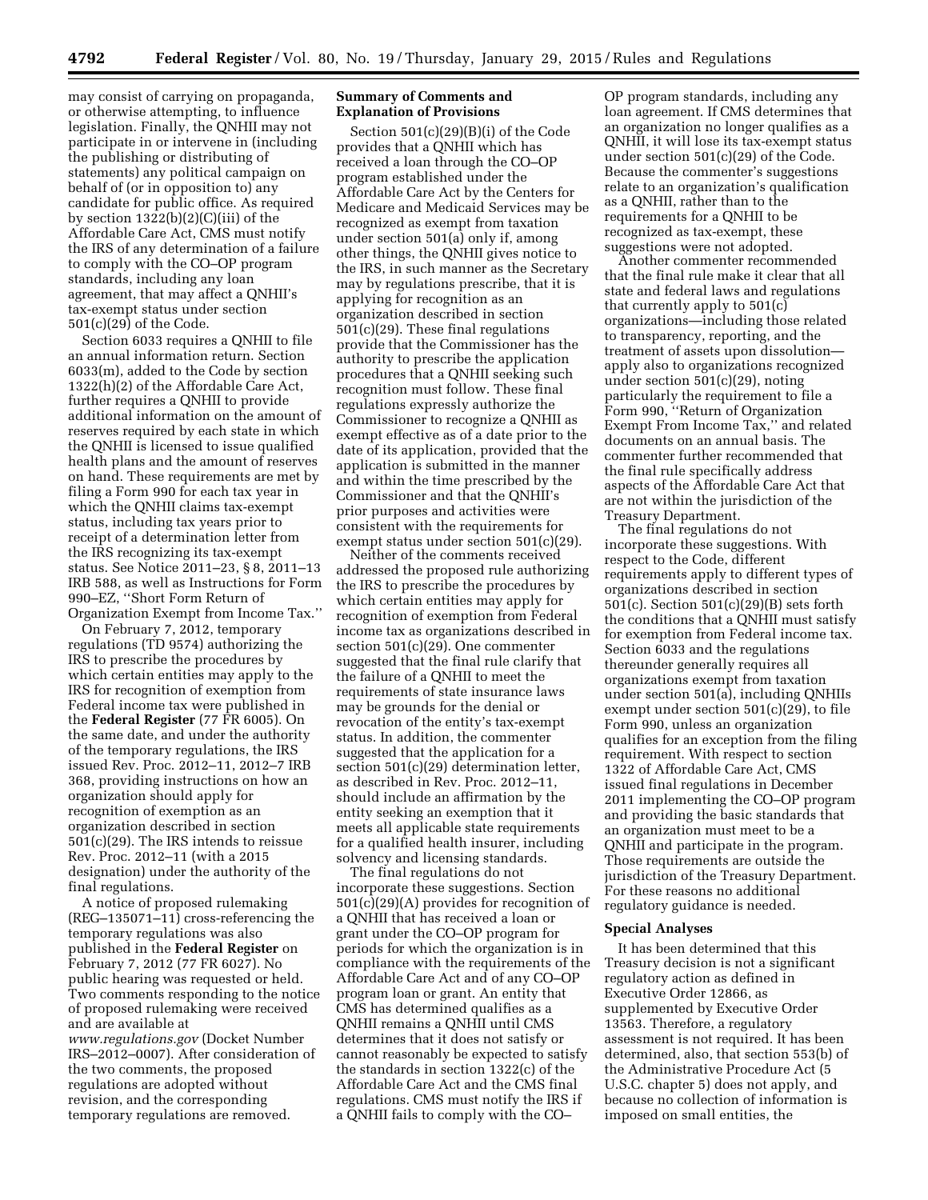may consist of carrying on propaganda, or otherwise attempting, to influence legislation. Finally, the QNHII may not participate in or intervene in (including the publishing or distributing of statements) any political campaign on behalf of (or in opposition to) any candidate for public office. As required by section 1322(b)(2)(C)(iii) of the Affordable Care Act, CMS must notify the IRS of any determination of a failure to comply with the CO–OP program standards, including any loan agreement, that may affect a QNHII's tax-exempt status under section 501(c)(29) of the Code.

Section 6033 requires a QNHII to file an annual information return. Section 6033(m), added to the Code by section 1322(h)(2) of the Affordable Care Act, further requires a QNHII to provide additional information on the amount of reserves required by each state in which the QNHII is licensed to issue qualified health plans and the amount of reserves on hand. These requirements are met by filing a Form 990 for each tax year in which the QNHII claims tax-exempt status, including tax years prior to receipt of a determination letter from the IRS recognizing its tax-exempt status. See Notice 2011–23, § 8, 2011–13 IRB 588, as well as Instructions for Form 990–EZ, ''Short Form Return of Organization Exempt from Income Tax.''

On February 7, 2012, temporary regulations (TD 9574) authorizing the IRS to prescribe the procedures by which certain entities may apply to the IRS for recognition of exemption from Federal income tax were published in the **Federal Register** (77 FR 6005). On the same date, and under the authority of the temporary regulations, the IRS issued Rev. Proc. 2012–11, 2012–7 IRB 368, providing instructions on how an organization should apply for recognition of exemption as an organization described in section 501(c)(29). The IRS intends to reissue Rev. Proc. 2012–11 (with a 2015 designation) under the authority of the final regulations.

A notice of proposed rulemaking (REG–135071–11) cross-referencing the temporary regulations was also published in the **Federal Register** on February 7, 2012 (77 FR 6027). No public hearing was requested or held. Two comments responding to the notice of proposed rulemaking were received and are available at *www.regulations.gov* (Docket Number IRS–2012–0007). After consideration of the two comments, the proposed regulations are adopted without revision, and the corresponding temporary regulations are removed.

**Summary of Comments and Explanation of Provisions**

Section 501(c)(29)(B)(i) of the Code provides that a QNHII which has received a loan through the CO–OP program established under the Affordable Care Act by the Centers for Medicare and Medicaid Services may be recognized as exempt from taxation under section 501(a) only if, among other things, the QNHII gives notice to the IRS, in such manner as the Secretary may by regulations prescribe, that it is applying for recognition as an organization described in section 501(c)(29). These final regulations provide that the Commissioner has the authority to prescribe the application procedures that a QNHII seeking such recognition must follow. These final regulations expressly authorize the Commissioner to recognize a QNHII as exempt effective as of a date prior to the date of its application, provided that the application is submitted in the manner and within the time prescribed by the Commissioner and that the QNHII's prior purposes and activities were consistent with the requirements for exempt status under section 501(c)(29).

Neither of the comments received addressed the proposed rule authorizing the IRS to prescribe the procedures by which certain entities may apply for recognition of exemption from Federal income tax as organizations described in section 501(c)(29). One commenter suggested that the final rule clarify that the failure of a QNHII to meet the requirements of state insurance laws may be grounds for the denial or revocation of the entity's tax-exempt status. In addition, the commenter suggested that the application for a section 501(c)(29) determination letter, as described in Rev. Proc. 2012–11, should include an affirmation by the entity seeking an exemption that it meets all applicable state requirements for a qualified health insurer, including solvency and licensing standards.

The final regulations do not incorporate these suggestions. Section 501(c)(29)(A) provides for recognition of a QNHII that has received a loan or grant under the CO–OP program for periods for which the organization is in compliance with the requirements of the Affordable Care Act and of any CO–OP program loan or grant. An entity that CMS has determined qualifies as a QNHII remains a QNHII until CMS determines that it does not satisfy or cannot reasonably be expected to satisfy the standards in section 1322(c) of the Affordable Care Act and the CMS final regulations. CMS must notify the IRS if a QNHII fails to comply with the CO–OP program standards, including any loan agreement. If CMS determines that an organization no longer qualifies as a QNHII, it will lose its tax-exempt status under section 501(c)(29) of the Code. Because the commenter's suggestions relate to an organization's qualification as a QNHII, rather than to the requirements for a QNHII to be recognized as tax-exempt, these suggestions were not adopted.

Another commenter recommended that the final rule make it clear that all state and federal laws and regulations that currently apply to 501(c) organizations—including those related to transparency, reporting, and the treatment of assets upon dissolution—apply also to organizations recognized under section 501(c)(29), noting particularly the requirement to file a Form 990, ''Return of Organization Exempt From Income Tax,'' and related documents on an annual basis. The commenter further recommended that the final rule specifically address aspects of the Affordable Care Act that are not within the jurisdiction of the Treasury Department.

The final regulations do not incorporate these suggestions. With respect to the Code, different requirements apply to different types of organizations described in section 501(c). Section 501(c)(29)(B) sets forth the conditions that a QNHII must satisfy for exemption from Federal income tax. Section 6033 and the regulations thereunder generally requires all organizations exempt from taxation under section 501(a), including QNHIIs exempt under section 501(c)(29), to file Form 990, unless an organization qualifies for an exception from the filing requirement. With respect to section 1322 of Affordable Care Act, CMS issued final regulations in December 2011 implementing the CO–OP program and providing the basic standards that an organization must meet to be a QNHII and participate in the program. Those requirements are outside the jurisdiction of the Treasury Department. For these reasons no additional regulatory guidance is needed.

**Special Analyses**

It has been determined that this Treasury decision is not a significant regulatory action as defined in Executive Order 12866, as supplemented by Executive Order 13563. Therefore, a regulatory assessment is not required. It has been determined, also, that section 553(b) of the Administrative Procedure Act (5 U.S.C. chapter 5) does not apply, and because no collection of information is imposed on small entities, the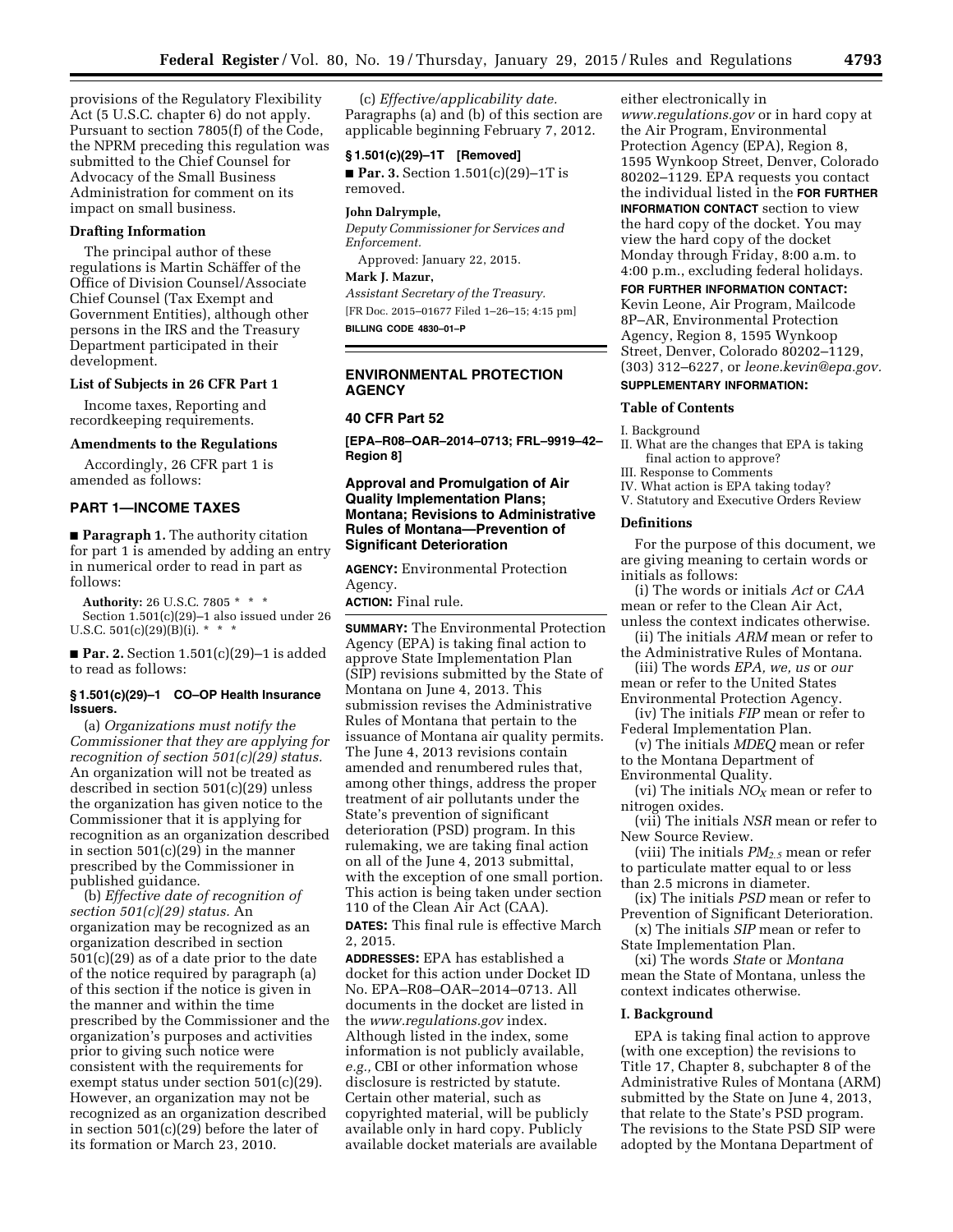provisions of the Regulatory Flexibility Act (5 U.S.C. chapter 6) do not apply. Pursuant to section 7805(f) of the Code, the NPRM preceding this regulation was submitted to the Chief Counsel for Advocacy of the Small Business Administration for comment on its impact on small business.

### Drafting Information

The principal author of these regulations is Martin Schäffer of the Office of Division Counsel/Associate Chief Counsel (Tax Exempt and Government Entities), although other persons in the IRS and the Treasury Department participated in their development.

### List of Subjects in 26 CFR Part 1

Income taxes, Reporting and recordkeeping requirements.

### Amendments to the Regulations

Accordingly, 26 CFR part 1 is amended as follows:

## PART 1—INCOME TAXES

■ **Paragraph 1.** The authority citation for part 1 is amended by adding an entry in numerical order to read in part as follows:

**Authority:** 26 U.S.C. 7805 * * *
Section 1.501(c)(29)–1 also issued under 26 U.S.C. 501(c)(29)(B)(i). * * *

■ **Par. 2.** Section 1.501(c)(29)–1 is added to read as follows:

#### § 1.501(c)(29)–1 CO–OP Health Insurance Issuers.

(a) *Organizations must notify the Commissioner that they are applying for recognition of section 501(c)(29) status.* An organization will not be treated as described in section 501(c)(29) unless the organization has given notice to the Commissioner that it is applying for recognition as an organization described in section 501(c)(29) in the manner prescribed by the Commissioner in published guidance.

(b) *Effective date of recognition of section 501(c)(29) status.* An organization may be recognized as an organization described in section 501(c)(29) as of a date prior to the date of the notice required by paragraph (a) of this section if the notice is given in the manner and within the time prescribed by the Commissioner and the organization's purposes and activities prior to giving such notice were consistent with the requirements for exempt status under section 501(c)(29). However, an organization may not be recognized as an organization described in section 501(c)(29) before the later of its formation or March 23, 2010.

(c) *Effective/applicability date.* Paragraphs (a) and (b) of this section are applicable beginning February 7, 2012.

#### § 1.501(c)(29)–1T [Removed]

■ **Par. 3.** Section 1.501(c)(29)–1T is removed.

**John Dalrymple,**
*Deputy Commissioner for Services and Enforcement.*

Approved: January 22, 2015.

**Mark J. Mazur,**
*Assistant Secretary of the Treasury.*

[FR Doc. 2015–01677 Filed 1–26–15; 4:15 pm]

**BILLING CODE 4830–01–P**

---

## ENVIRONMENTAL PROTECTION AGENCY

### 40 CFR Part 52

**[EPA–R08–OAR–2014–0713; FRL–9919–42–Region 8]**

### Approval and Promulgation of Air Quality Implementation Plans; Montana; Revisions to Administrative Rules of Montana—Prevention of Significant Deterioration

**AGENCY:** Environmental Protection Agency.

**ACTION:** Final rule.

**SUMMARY:** The Environmental Protection Agency (EPA) is taking final action to approve State Implementation Plan (SIP) revisions submitted by the State of Montana on June 4, 2013. This submission revises the Administrative Rules of Montana that pertain to the issuance of Montana air quality permits. The June 4, 2013 revisions contain amended and renumbered rules that, among other things, address the proper treatment of air pollutants under the State's prevention of significant deterioration (PSD) program. In this rulemaking, we are taking final action on all of the June 4, 2013 submittal, with the exception of one small portion. This action is being taken under section 110 of the Clean Air Act (CAA).

**DATES:** This final rule is effective March 2, 2015.

**ADDRESSES:** EPA has established a docket for this action under Docket ID No. EPA–R08–OAR–2014–0713. All documents in the docket are listed in the *www.regulations.gov* index. Although listed in the index, some information is not publicly available, *e.g.,* CBI or other information whose disclosure is restricted by statute. Certain other material, such as copyrighted material, will be publicly available only in hard copy. Publicly available docket materials are available either electronically in *www.regulations.gov* or in hard copy at the Air Program, Environmental Protection Agency (EPA), Region 8, 1595 Wynkoop Street, Denver, Colorado 80202–1129. EPA requests you contact the individual listed in the **FOR FURTHER INFORMATION CONTACT** section to view the hard copy of the docket. You may view the hard copy of the docket Monday through Friday, 8:00 a.m. to 4:00 p.m., excluding federal holidays.

**FOR FURTHER INFORMATION CONTACT:** Kevin Leone, Air Program, Mailcode 8P–AR, Environmental Protection Agency, Region 8, 1595 Wynkoop Street, Denver, Colorado 80202–1129, (303) 312–6227, or *leone.kevin@epa.gov.*

**SUPPLEMENTARY INFORMATION:**

### Table of Contents

I. Background
II. What are the changes that EPA is taking final action to approve?
III. Response to Comments
IV. What action is EPA taking today?
V. Statutory and Executive Orders Review

### Definitions

For the purpose of this document, we are giving meaning to certain words or initials as follows:

(i) The words or initials *Act* or *CAA* mean or refer to the Clean Air Act, unless the context indicates otherwise.

(ii) The initials *ARM* mean or refer to the Administrative Rules of Montana.

(iii) The words *EPA, we, us* or *our* mean or refer to the United States Environmental Protection Agency.

(iv) The initials *FIP* mean or refer to Federal Implementation Plan.

(v) The initials *MDEQ* mean or refer to the Montana Department of Environmental Quality.

(vi) The initials $NO_X$ mean or refer to nitrogen oxides.

(vii) The initials *NSR* mean or refer to New Source Review.

(viii) The initials $PM_{2.5}$ mean or refer to particulate matter equal to or less than 2.5 microns in diameter.

(ix) The initials *PSD* mean or refer to Prevention of Significant Deterioration.

(x) The initials *SIP* mean or refer to State Implementation Plan.

(xi) The words *State* or *Montana* mean the State of Montana, unless the context indicates otherwise.

### I. Background

EPA is taking final action to approve (with one exception) the revisions to Title 17, Chapter 8, subchapter 8 of the Administrative Rules of Montana (ARM) submitted by the State on June 4, 2013, that relate to the State's PSD program. The revisions to the State PSD SIP were adopted by the Montana Department of